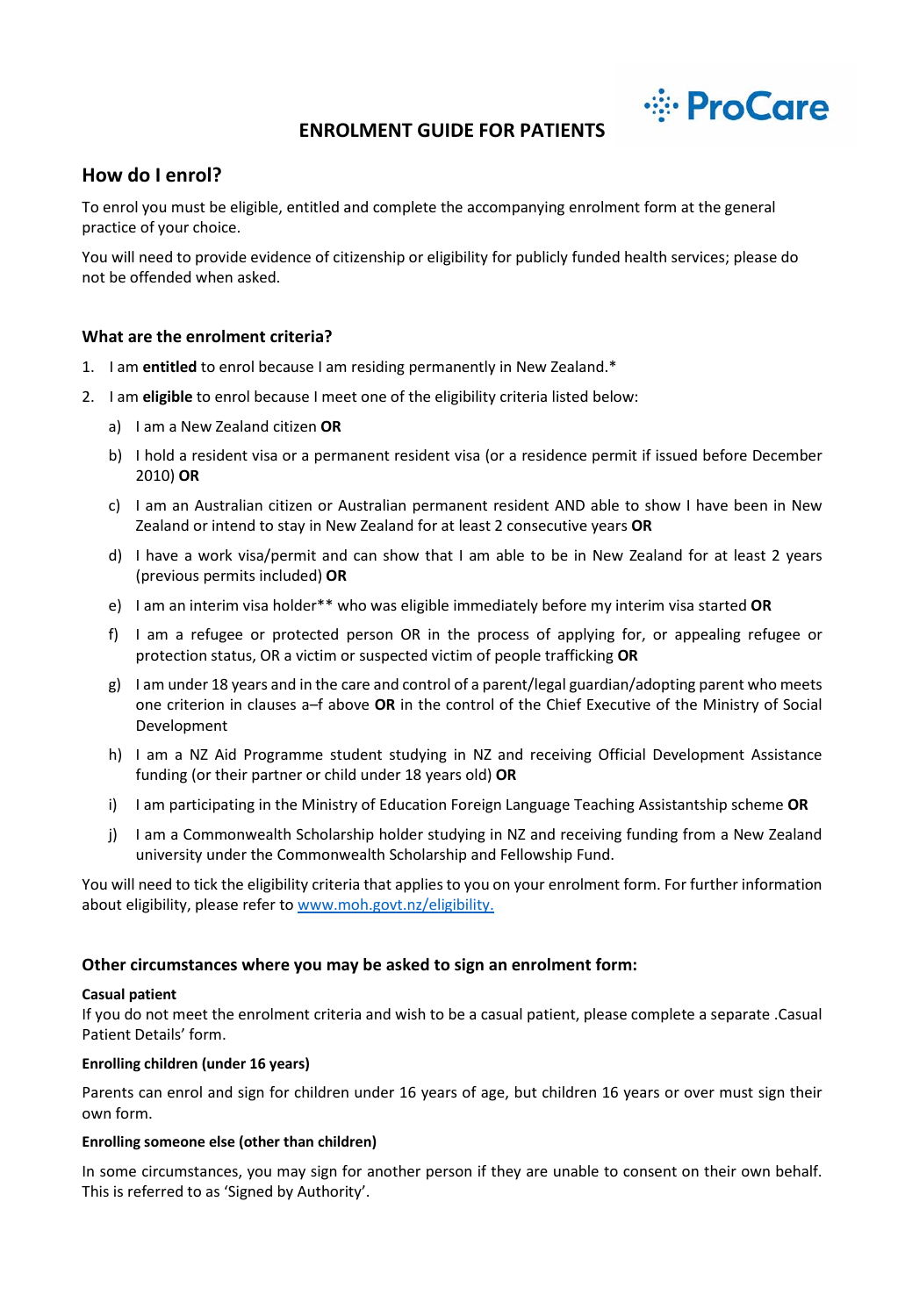# ENROLMENT GUIDE FOR PATIENTS

ProCare

## How do I enrol?

To enrol you must be eligible, entitled and complete the accompanying enrolment form at the general practice of your choice.

You will need to provide evidence of citizenship or eligibility for publicly funded health services; please do not be offended when asked.

### What are the enrolment criteria?

1. I am **entitled** to enrol because I am residing permanently in New Zealand.*
2. I am **eligible** to enrol because I meet one of the eligibility criteria listed below:
   a) I am a New Zealand citizen **OR**
   b) I hold a resident visa or a permanent resident visa (or a residence permit if issued before December 2010) **OR**
   c) I am an Australian citizen or Australian permanent resident AND able to show I have been in New Zealand or intend to stay in New Zealand for at least 2 consecutive years **OR**
   d) I have a work visa/permit and can show that I am able to be in New Zealand for at least 2 years (previous permits included) **OR**
   e) I am an interim visa holder** who was eligible immediately before my interim visa started **OR**
   f) I am a refugee or protected person OR in the process of applying for, or appealing refugee or protection status, OR a victim or suspected victim of people trafficking **OR**
   g) I am under 18 years and in the care and control of a parent/legal guardian/adopting parent who meets one criterion in clauses a–f above **OR** in the control of the Chief Executive of the Ministry of Social Development
   h) I am a NZ Aid Programme student studying in NZ and receiving Official Development Assistance funding (or their partner or child under 18 years old) **OR**
   i) I am participating in the Ministry of Education Foreign Language Teaching Assistantship scheme **OR**
   j) I am a Commonwealth Scholarship holder studying in NZ and receiving funding from a New Zealand university under the Commonwealth Scholarship and Fellowship Fund.

You will need to tick the eligibility criteria that applies to you on your enrolment form. For further information about eligibility, please refer to www.moh.govt.nz/eligibility.

### Other circumstances where you may be asked to sign an enrolment form:

**Casual patient**

If you do not meet the enrolment criteria and wish to be a casual patient, please complete a separate .Casual Patient Details' form.

**Enrolling children (under 16 years)**

Parents can enrol and sign for children under 16 years of age, but children 16 years or over must sign their own form.

**Enrolling someone else (other than children)**

In some circumstances, you may sign for another person if they are unable to consent on their own behalf. This is referred to as 'Signed by Authority'.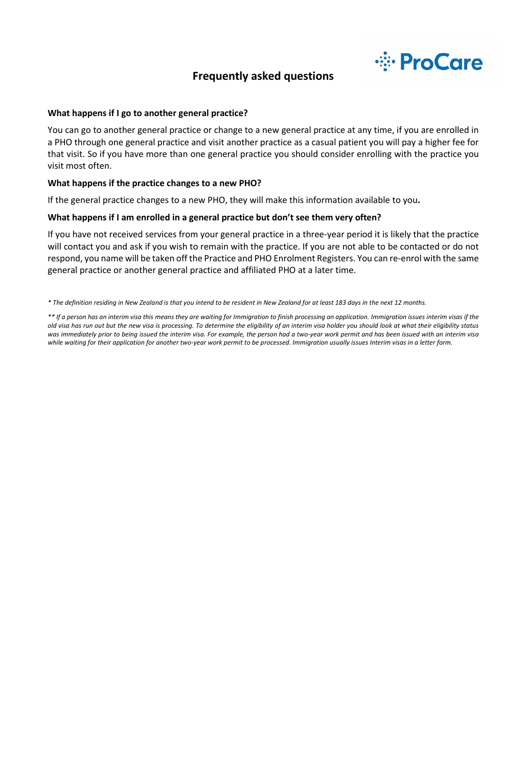## Frequently asked questions

**What happens if I go to another general practice?**

You can go to another general practice or change to a new general practice at any time, if you are enrolled in a PHO through one general practice and visit another practice as a casual patient you will pay a higher fee for that visit. So if you have more than one general practice you should consider enrolling with the practice you visit most often.

**What happens if the practice changes to a new PHO?**

If the general practice changes to a new PHO, they will make this information available to you**.**

**What happens if I am enrolled in a general practice but don't see them very often?**

If you have not received services from your general practice in a three-year period it is likely that the practice will contact you and ask if you wish to remain with the practice. If you are not able to be contacted or do not respond, you name will be taken off the Practice and PHO Enrolment Registers. You can re-enrol with the same general practice or another general practice and affiliated PHO at a later time.

*\* The definition residing in New Zealand is that you intend to be resident in New Zealand for at least 183 days in the next 12 months.*

*\*\* If a person has an interim visa this means they are waiting for Immigration to finish processing an application. Immigration issues interim visas if the old visa has run out but the new visa is processing. To determine the eligibility of an interim visa holder you should look at what their eligibility status was immediately prior to being issued the interim visa. For example, the person had a two-year work permit and has been issued with an interim visa while waiting for their application for another two-year work permit to be processed. Immigration usually issues Interim visas in a letter form.*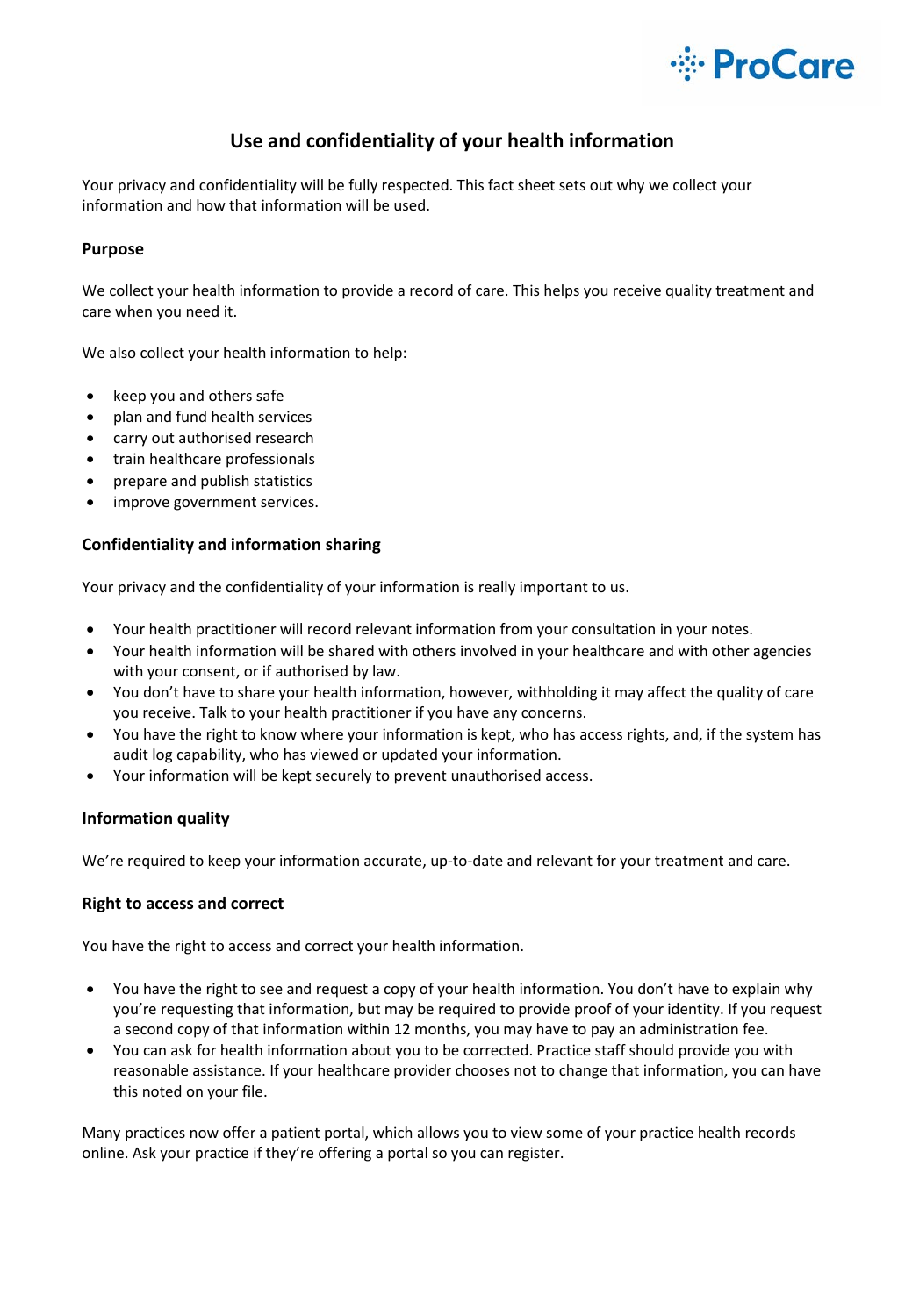# Use and confidentiality of your health information

Your privacy and confidentiality will be fully respected. This fact sheet sets out why we collect your information and how that information will be used.

### Purpose

We collect your health information to provide a record of care. This helps you receive quality treatment and care when you need it.

We also collect your health information to help:

- keep you and others safe
- plan and fund health services
- carry out authorised research
- train healthcare professionals
- prepare and publish statistics
- improve government services.

### Confidentiality and information sharing

Your privacy and the confidentiality of your information is really important to us.

- Your health practitioner will record relevant information from your consultation in your notes.
- Your health information will be shared with others involved in your healthcare and with other agencies with your consent, or if authorised by law.
- You don't have to share your health information, however, withholding it may affect the quality of care you receive. Talk to your health practitioner if you have any concerns.
- You have the right to know where your information is kept, who has access rights, and, if the system has audit log capability, who has viewed or updated your information.
- Your information will be kept securely to prevent unauthorised access.

### Information quality

We're required to keep your information accurate, up-to-date and relevant for your treatment and care.

### Right to access and correct

You have the right to access and correct your health information.

- You have the right to see and request a copy of your health information. You don't have to explain why you're requesting that information, but may be required to provide proof of your identity. If you request a second copy of that information within 12 months, you may have to pay an administration fee.
- You can ask for health information about you to be corrected. Practice staff should provide you with reasonable assistance. If your healthcare provider chooses not to change that information, you can have this noted on your file.

Many practices now offer a patient portal, which allows you to view some of your practice health records online. Ask your practice if they're offering a portal so you can register.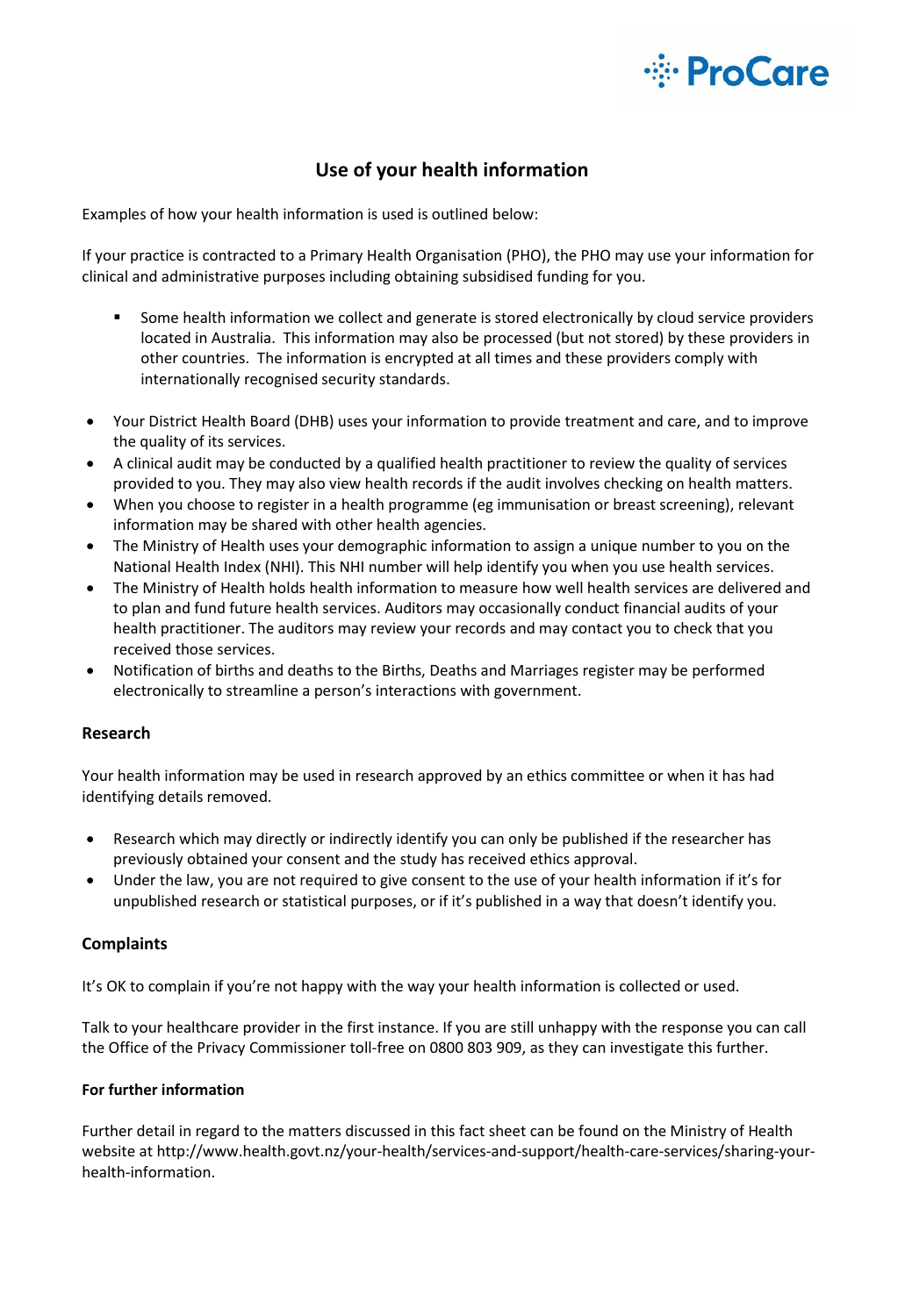# Use of your health information

Examples of how your health information is used is outlined below:

If your practice is contracted to a Primary Health Organisation (PHO), the PHO may use your information for clinical and administrative purposes including obtaining subsidised funding for you.

- Some health information we collect and generate is stored electronically by cloud service providers located in Australia. This information may also be processed (but not stored) by these providers in other countries. The information is encrypted at all times and these providers comply with internationally recognised security standards.

- Your District Health Board (DHB) uses your information to provide treatment and care, and to improve the quality of its services.
- A clinical audit may be conducted by a qualified health practitioner to review the quality of services provided to you. They may also view health records if the audit involves checking on health matters.
- When you choose to register in a health programme (eg immunisation or breast screening), relevant information may be shared with other health agencies.
- The Ministry of Health uses your demographic information to assign a unique number to you on the National Health Index (NHI). This NHI number will help identify you when you use health services.
- The Ministry of Health holds health information to measure how well health services are delivered and to plan and fund future health services. Auditors may occasionally conduct financial audits of your health practitioner. The auditors may review your records and may contact you to check that you received those services.
- Notification of births and deaths to the Births, Deaths and Marriages register may be performed electronically to streamline a person's interactions with government.

## Research

Your health information may be used in research approved by an ethics committee or when it has had identifying details removed.

- Research which may directly or indirectly identify you can only be published if the researcher has previously obtained your consent and the study has received ethics approval.
- Under the law, you are not required to give consent to the use of your health information if it's for unpublished research or statistical purposes, or if it's published in a way that doesn't identify you.

## Complaints

It's OK to complain if you're not happy with the way your health information is collected or used.

Talk to your healthcare provider in the first instance. If you are still unhappy with the response you can call the Office of the Privacy Commissioner toll-free on 0800 803 909, as they can investigate this further.

### For further information

Further detail in regard to the matters discussed in this fact sheet can be found on the Ministry of Health website at http://www.health.govt.nz/your-health/services-and-support/health-care-services/sharing-your-health-information.